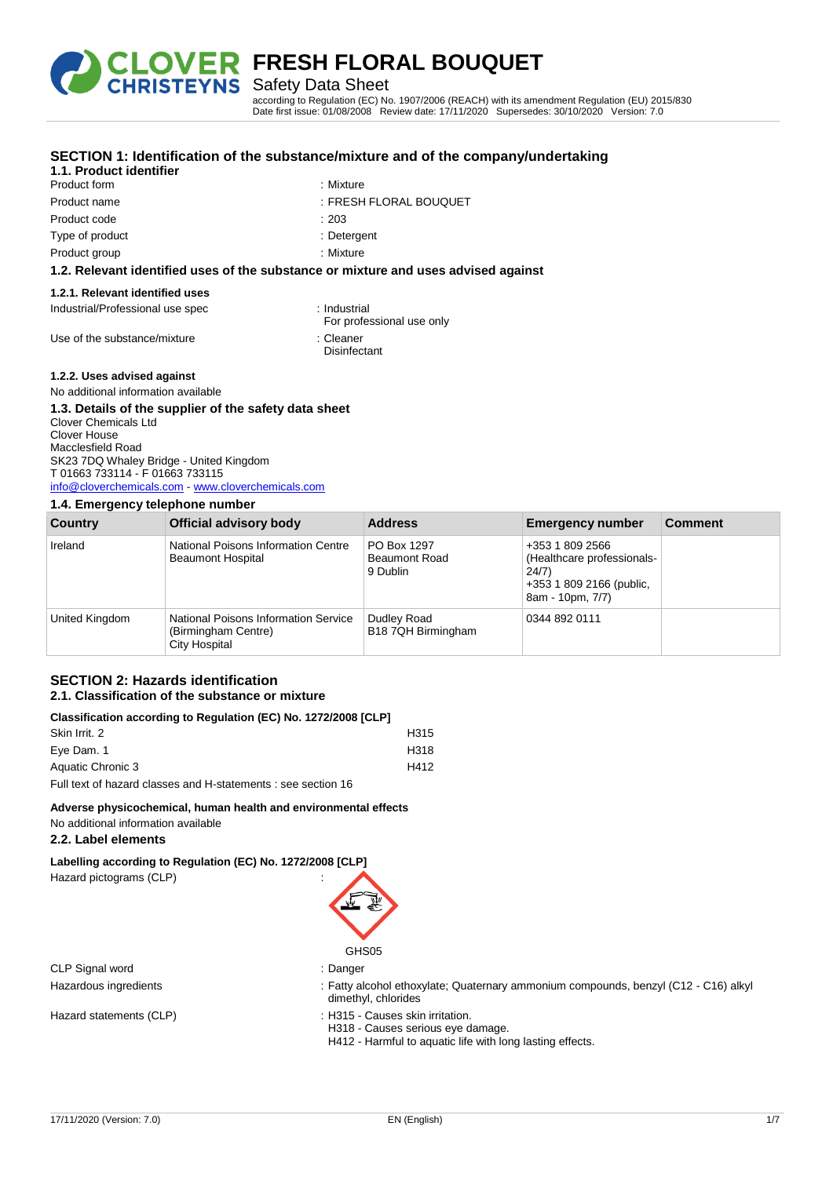# FRESH FLORAL BOUQUET

Safety Data Sheet

according to Regulation (EC) No. 1907/2006 (REACH) with its amendment Regulation (EU) 2015/830
Date first issue: 01/08/2008 Review date: 17/11/2020 Supersedes: 30/10/2020 Version: 7.0

## SECTION 1: Identification of the substance/mixture and of the company/undertaking

### 1.1. Product identifier

| | |
|---|---|
| Product form | : Mixture |
| Product name | : FRESH FLORAL BOUQUET |
| Product code | : 203 |
| Type of product | : Detergent |
| Product group | : Mixture |

### 1.2. Relevant identified uses of the substance or mixture and uses advised against

#### 1.2.1. Relevant identified uses

| | |
|---|---|
| Industrial/Professional use spec | : Industrial<br>For professional use only |
| Use of the substance/mixture | : Cleaner<br>Disinfectant |

#### 1.2.2. Uses advised against

No additional information available

### 1.3. Details of the supplier of the safety data sheet

Clover Chemicals Ltd
Clover House
Macclesfield Road
SK23 7DQ Whaley Bridge - United Kingdom
T 01663 733114 - F 01663 733115
info@cloverchemicals.com - www.cloverchemicals.com

### 1.4. Emergency telephone number

| Country | Official advisory body | Address | Emergency number | Comment |
|---|---|---|---|---|
| Ireland | National Poisons Information Centre<br>Beaumont Hospital | PO Box 1297<br>Beaumont Road<br>9 Dublin | +353 1 809 2566 (Healthcare professionals-24/7)<br>+353 1 809 2166 (public, 8am - 10pm, 7/7) | |
| United Kingdom | National Poisons Information Service (Birmingham Centre)<br>City Hospital | Dudley Road<br>B18 7QH Birmingham | 0344 892 0111 | |

## SECTION 2: Hazards identification

### 2.1. Classification of the substance or mixture

**Classification according to Regulation (EC) No. 1272/2008 [CLP]**

| | |
|---|---|
| Skin Irrit. 2 | H315 |
| Eye Dam. 1 | H318 |
| Aquatic Chronic 3 | H412 |

Full text of hazard classes and H-statements : see section 16

**Adverse physicochemical, human health and environmental effects**

No additional information available

### 2.2. Label elements

**Labelling according to Regulation (EC) No. 1272/2008 [CLP]**

Hazard pictograms (CLP) :

GHS05

| | |
|---|---|
| CLP Signal word | : Danger |
| Hazardous ingredients | : Fatty alcohol ethoxylate; Quaternary ammonium compounds, benzyl (C12 - C16) alkyl dimethyl, chlorides |
| Hazard statements (CLP) | : H315 - Causes skin irritation.<br>H318 - Causes serious eye damage.<br>H412 - Harmful to aquatic life with long lasting effects. |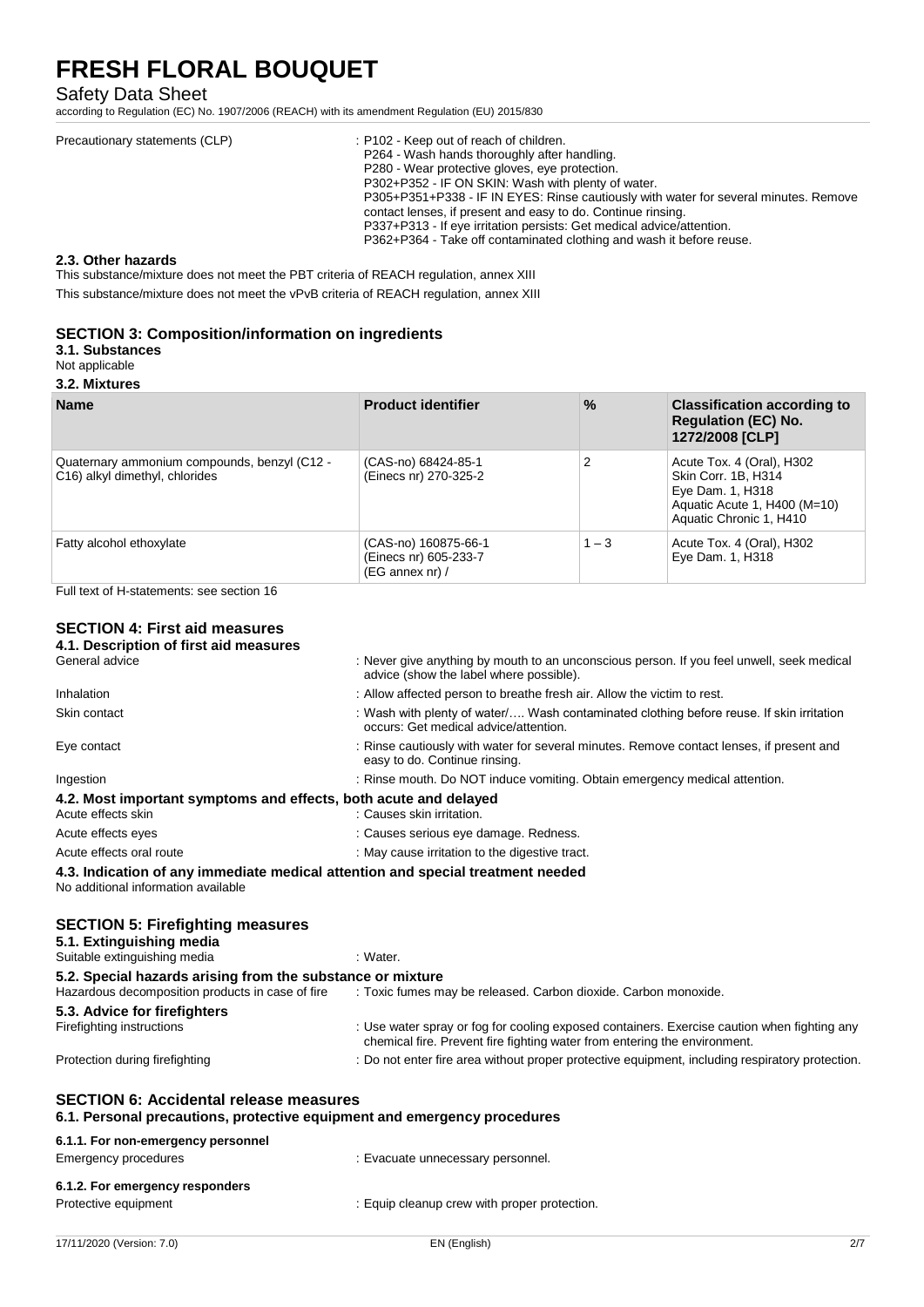Precautionary statements (CLP) : P102 - Keep out of reach of children.
P264 - Wash hands thoroughly after handling.
P280 - Wear protective gloves, eye protection.
P302+P352 - IF ON SKIN: Wash with plenty of water.
P305+P351+P338 - IF IN EYES: Rinse cautiously with water for several minutes. Remove contact lenses, if present and easy to do. Continue rinsing.
P337+P313 - If eye irritation persists: Get medical advice/attention.
P362+P364 - Take off contaminated clothing and wash it before reuse.

### 2.3. Other hazards

This substance/mixture does not meet the PBT criteria of REACH regulation, annex XIII

This substance/mixture does not meet the vPvB criteria of REACH regulation, annex XIII

## SECTION 3: Composition/information on ingredients

### 3.1. Substances

Not applicable

### 3.2. Mixtures

| Name | Product identifier | % | Classification according to Regulation (EC) No. 1272/2008 [CLP] |
|---|---|---|---|
| Quaternary ammonium compounds, benzyl (C12 - C16) alkyl dimethyl, chlorides | (CAS-no) 68424-85-1<br>(Einecs nr) 270-325-2 | 2 | Acute Tox. 4 (Oral), H302<br>Skin Corr. 1B, H314<br>Eye Dam. 1, H318<br>Aquatic Acute 1, H400 (M=10)<br>Aquatic Chronic 1, H410 |
| Fatty alcohol ethoxylate | (CAS-no) 160875-66-1<br>(Einecs nr) 605-233-7<br>(EG annex nr) / | 1 – 3 | Acute Tox. 4 (Oral), H302<br>Eye Dam. 1, H318 |

Full text of H-statements: see section 16

## SECTION 4: First aid measures

### 4.1. Description of first aid measures

General advice : Never give anything by mouth to an unconscious person. If you feel unwell, seek medical advice (show the label where possible).

Inhalation : Allow affected person to breathe fresh air. Allow the victim to rest.

Skin contact : Wash with plenty of water/…. Wash contaminated clothing before reuse. If skin irritation occurs: Get medical advice/attention.

Eye contact : Rinse cautiously with water for several minutes. Remove contact lenses, if present and easy to do. Continue rinsing.

Ingestion : Rinse mouth. Do NOT induce vomiting. Obtain emergency medical attention.

### 4.2. Most important symptoms and effects, both acute and delayed

Acute effects skin : Causes skin irritation.

Acute effects eyes : Causes serious eye damage. Redness.

Acute effects oral route : May cause irritation to the digestive tract.

### 4.3. Indication of any immediate medical attention and special treatment needed

No additional information available

## SECTION 5: Firefighting measures

### 5.1. Extinguishing media

Suitable extinguishing media : Water.

### 5.2. Special hazards arising from the substance or mixture

Hazardous decomposition products in case of fire : Toxic fumes may be released. Carbon dioxide. Carbon monoxide.

### 5.3. Advice for firefighters

Firefighting instructions : Use water spray or fog for cooling exposed containers. Exercise caution when fighting any chemical fire. Prevent fire fighting water from entering the environment.

Protection during firefighting : Do not enter fire area without proper protective equipment, including respiratory protection.

## SECTION 6: Accidental release measures

### 6.1. Personal precautions, protective equipment and emergency procedures

#### 6.1.1. For non-emergency personnel

Emergency procedures : Evacuate unnecessary personnel.

#### 6.1.2. For emergency responders

Protective equipment : Equip cleanup crew with proper protection.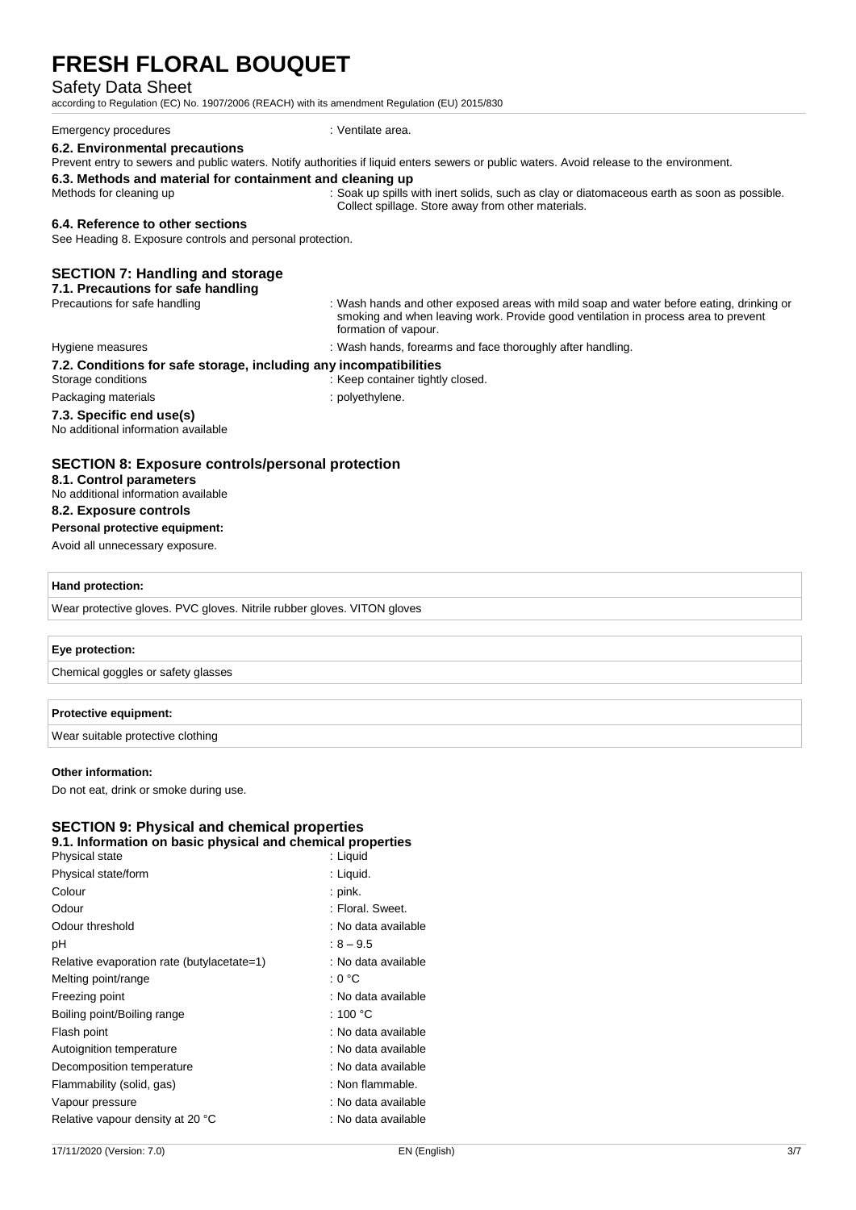Emergency procedures : Ventilate area.

### 6.2. Environmental precautions

Prevent entry to sewers and public waters. Notify authorities if liquid enters sewers or public waters. Avoid release to the environment.

### 6.3. Methods and material for containment and cleaning up

Methods for cleaning up : Soak up spills with inert solids, such as clay or diatomaceous earth as soon as possible. Collect spillage. Store away from other materials.

### 6.4. Reference to other sections

See Heading 8. Exposure controls and personal protection.

## SECTION 7: Handling and storage

### 7.1. Precautions for safe handling

Precautions for safe handling : Wash hands and other exposed areas with mild soap and water before eating, drinking or smoking and when leaving work. Provide good ventilation in process area to prevent formation of vapour.

Hygiene measures : Wash hands, forearms and face thoroughly after handling.

### 7.2. Conditions for safe storage, including any incompatibilities

Storage conditions : Keep container tightly closed.

Packaging materials : polyethylene.

### 7.3. Specific end use(s)

No additional information available

## SECTION 8: Exposure controls/personal protection

### 8.1. Control parameters

No additional information available

### 8.2. Exposure controls

**Personal protective equipment:**

Avoid all unnecessary exposure.

| Hand protection: |
|---|
| Wear protective gloves. PVC gloves. Nitrile rubber gloves. VITON gloves |

| Eye protection: |
|---|
| Chemical goggles or safety glasses |

| Protective equipment: |
|---|
| Wear suitable protective clothing |

**Other information:**

Do not eat, drink or smoke during use.

## SECTION 9: Physical and chemical properties

### 9.1. Information on basic physical and chemical properties

Physical state : Liquid

Physical state/form : Liquid.

Colour : pink.

Odour : Floral. Sweet.

Odour threshold : No data available

pH : 8 – 9.5

Relative evaporation rate (butylacetate=1) : No data available

Melting point/range : 0 °C

Freezing point : No data available

Boiling point/Boiling range : 100 °C

Flash point : No data available

Autoignition temperature : No data available

Decomposition temperature : No data available

Flammability (solid, gas) : Non flammable.

Vapour pressure : No data available

Relative vapour density at 20 °C : No data available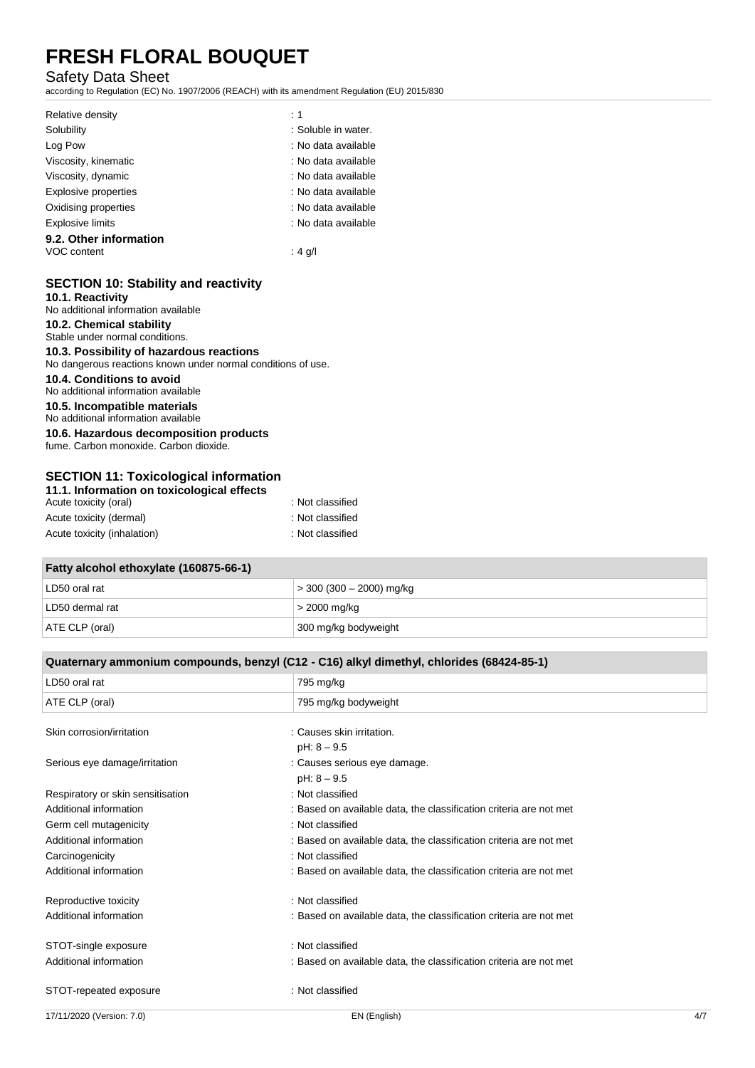| | |
|---|---|
| Relative density | : 1 |
| Solubility | : Soluble in water. |
| Log Pow | : No data available |
| Viscosity, kinematic | : No data available |
| Viscosity, dynamic | : No data available |
| Explosive properties | : No data available |
| Oxidising properties | : No data available |
| Explosive limits | : No data available |

**9.2. Other information**

| | |
|---|---|
| VOC content | : 4 g/l |

## SECTION 10: Stability and reactivity

**10.1. Reactivity**

No additional information available

**10.2. Chemical stability**

Stable under normal conditions.

**10.3. Possibility of hazardous reactions**

No dangerous reactions known under normal conditions of use.

**10.4. Conditions to avoid**

No additional information available

**10.5. Incompatible materials**

No additional information available

**10.6. Hazardous decomposition products**

fume. Carbon monoxide. Carbon dioxide.

## SECTION 11: Toxicological information

**11.1. Information on toxicological effects**

| | |
|---|---|
| Acute toxicity (oral) | : Not classified |
| Acute toxicity (dermal) | : Not classified |
| Acute toxicity (inhalation) | : Not classified |

| Fatty alcohol ethoxylate (160875-66-1) | |
|---|---|
| LD50 oral rat | > 300 (300 – 2000) mg/kg |
| LD50 dermal rat | > 2000 mg/kg |
| ATE CLP (oral) | 300 mg/kg bodyweight |

| Quaternary ammonium compounds, benzyl (C12 - C16) alkyl dimethyl, chlorides (68424-85-1) | |
|---|---|
| LD50 oral rat | 795 mg/kg |
| ATE CLP (oral) | 795 mg/kg bodyweight |

| | |
|---|---|
| Skin corrosion/irritation | : Causes skin irritation.<br>pH: 8 – 9.5 |
| Serious eye damage/irritation | : Causes serious eye damage.<br>pH: 8 – 9.5 |
| Respiratory or skin sensitisation | : Not classified |
| Additional information | : Based on available data, the classification criteria are not met |
| Germ cell mutagenicity | : Not classified |
| Additional information | : Based on available data, the classification criteria are not met |
| Carcinogenicity | : Not classified |
| Additional information | : Based on available data, the classification criteria are not met |
| Reproductive toxicity | : Not classified |
| Additional information | : Based on available data, the classification criteria are not met |
| STOT-single exposure | : Not classified |
| Additional information | : Based on available data, the classification criteria are not met |
| STOT-repeated exposure | : Not classified |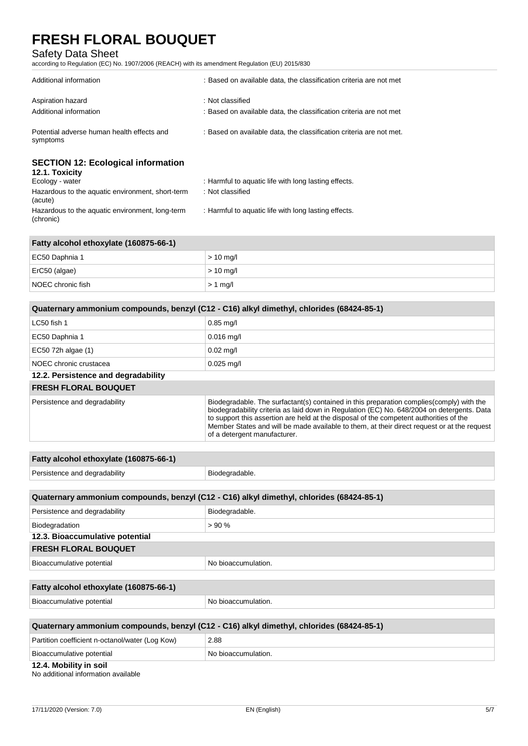| | |
|---|---|
| Additional information | : Based on available data, the classification criteria are not met |
| Aspiration hazard | : Not classified |
| Additional information | : Based on available data, the classification criteria are not met |
| Potential adverse human health effects and symptoms | : Based on available data, the classification criteria are not met. |

## SECTION 12: Ecological information

### 12.1. Toxicity

| | |
|---|---|
| Ecology - water | : Harmful to aquatic life with long lasting effects. |
| Hazardous to the aquatic environment, short-term (acute) | : Not classified |
| Hazardous to the aquatic environment, long-term (chronic) | : Harmful to aquatic life with long lasting effects. |

| Fatty alcohol ethoxylate (160875-66-1) | |
|---|---|
| EC50 Daphnia 1 | > 10 mg/l |
| ErC50 (algae) | > 10 mg/l |
| NOEC chronic fish | > 1 mg/l |

| Quaternary ammonium compounds, benzyl (C12 - C16) alkyl dimethyl, chlorides (68424-85-1) | |
|---|---|
| LC50 fish 1 | 0.85 mg/l |
| EC50 Daphnia 1 | 0.016 mg/l |
| EC50 72h algae (1) | 0.02 mg/l |
| NOEC chronic crustacea | 0.025 mg/l |

### 12.2. Persistence and degradability

| FRESH FLORAL BOUQUET | |
|---|---|
| Persistence and degradability | Biodegradable. The surfactant(s) contained in this preparation complies(comply) with the biodegradability criteria as laid down in Regulation (EC) No. 648/2004 on detergents. Data to support this assertion are held at the disposal of the competent authorities of the Member States and will be made available to them, at their direct request or at the request of a detergent manufacturer. |

| Fatty alcohol ethoxylate (160875-66-1) | |
|---|---|
| Persistence and degradability | Biodegradable. |

| Quaternary ammonium compounds, benzyl (C12 - C16) alkyl dimethyl, chlorides (68424-85-1) | |
|---|---|
| Persistence and degradability | Biodegradable. |
| Biodegradation | > 90 % |

### 12.3. Bioaccumulative potential

| FRESH FLORAL BOUQUET | |
|---|---|
| Bioaccumulative potential | No bioaccumulation. |

| Fatty alcohol ethoxylate (160875-66-1) | |
|---|---|
| Bioaccumulative potential | No bioaccumulation. |

| Quaternary ammonium compounds, benzyl (C12 - C16) alkyl dimethyl, chlorides (68424-85-1) | |
|---|---|
| Partition coefficient n-octanol/water (Log Kow) | 2.88 |
| Bioaccumulative potential | No bioaccumulation. |

### 12.4. Mobility in soil

No additional information available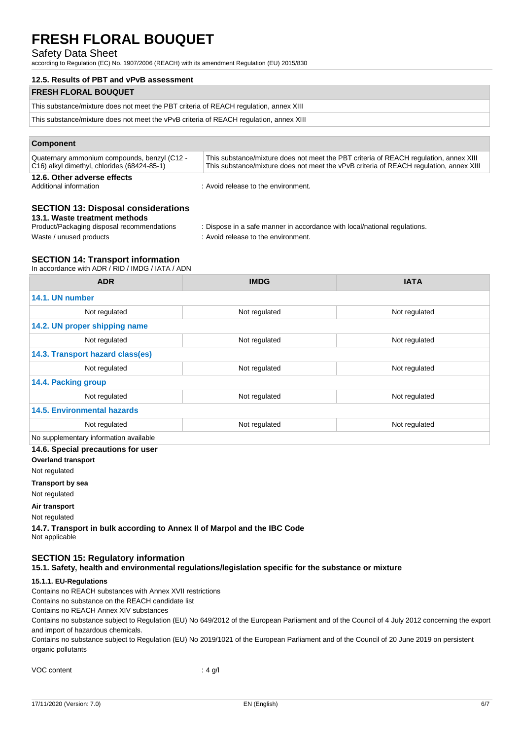### 12.5. Results of PBT and vPvB assessment

| FRESH FLORAL BOUQUET |
|---|
| This substance/mixture does not meet the PBT criteria of REACH regulation, annex XIII |
| This substance/mixture does not meet the vPvB criteria of REACH regulation, annex XIII |

| Component | |
|---|---|
| Quaternary ammonium compounds, benzyl (C12 - C16) alkyl dimethyl, chlorides (68424-85-1) | This substance/mixture does not meet the PBT criteria of REACH regulation, annex XIII<br>This substance/mixture does not meet the vPvB criteria of REACH regulation, annex XIII |

### 12.6. Other adverse effects

Additional information : Avoid release to the environment.

## SECTION 13: Disposal considerations

### 13.1. Waste treatment methods

Product/Packaging disposal recommendations : Dispose in a safe manner in accordance with local/national regulations.

Waste / unused products : Avoid release to the environment.

## SECTION 14: Transport information

In accordance with ADR / RID / IMDG / IATA / ADN

| ADR | IMDG | IATA |
|---|---|---|
| **14.1. UN number** | | |
| Not regulated | Not regulated | Not regulated |
| **14.2. UN proper shipping name** | | |
| Not regulated | Not regulated | Not regulated |
| **14.3. Transport hazard class(es)** | | |
| Not regulated | Not regulated | Not regulated |
| **14.4. Packing group** | | |
| Not regulated | Not regulated | Not regulated |
| **14.5. Environmental hazards** | | |
| Not regulated | Not regulated | Not regulated |
| No supplementary information available | | |

### 14.6. Special precautions for user

**Overland transport**

Not regulated

**Transport by sea**

Not regulated

**Air transport**

Not regulated

### 14.7. Transport in bulk according to Annex II of Marpol and the IBC Code

Not applicable

## SECTION 15: Regulatory information

### 15.1. Safety, health and environmental regulations/legislation specific for the substance or mixture

#### 15.1.1. EU-Regulations

Contains no REACH substances with Annex XVII restrictions

Contains no substance on the REACH candidate list

Contains no REACH Annex XIV substances

Contains no substance subject to Regulation (EU) No 649/2012 of the European Parliament and of the Council of 4 July 2012 concerning the export and import of hazardous chemicals.

Contains no substance subject to Regulation (EU) No 2019/1021 of the European Parliament and of the Council of 20 June 2019 on persistent organic pollutants

VOC content : 4 g/l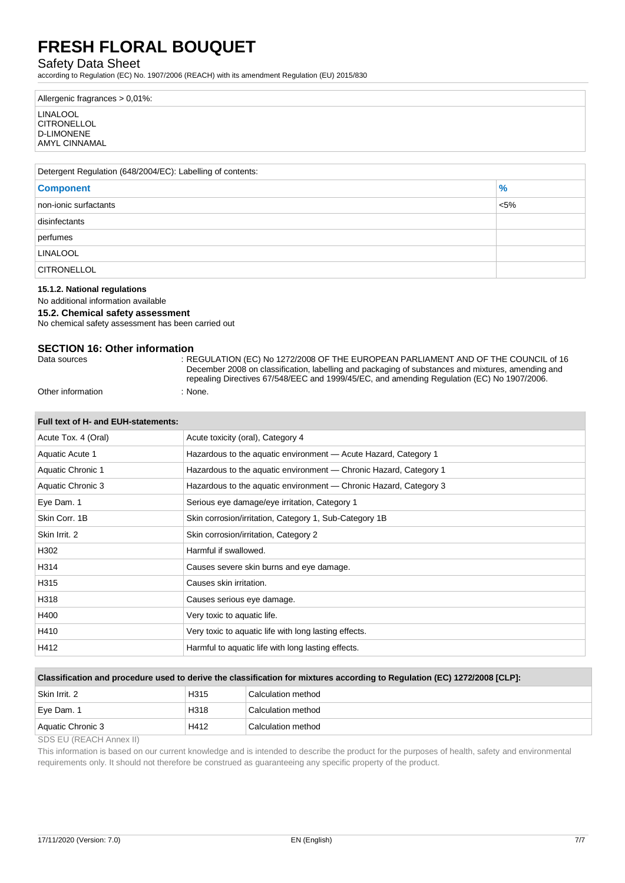| Allergenic fragrances > 0,01%: |
| --- |
| LINALOOL<br>CITRONELLOL<br>D-LIMONENE<br>AMYL CINNAMAL |

Detergent Regulation (648/2004/EC): Labelling of contents:

| Component | % |
| --- | --- |
| non-ionic surfactants | <5% |
| disinfectants | |
| perfumes | |
| LINALOOL | |
| CITRONELLOL | |

#### 15.1.2. National regulations

No additional information available

### 15.2. Chemical safety assessment

No chemical safety assessment has been carried out

## SECTION 16: Other information

| | |
| --- | --- |
| Data sources | : REGULATION (EC) No 1272/2008 OF THE EUROPEAN PARLIAMENT AND OF THE COUNCIL of 16 December 2008 on classification, labelling and packaging of substances and mixtures, amending and repealing Directives 67/548/EEC and 1999/45/EC, and amending Regulation (EC) No 1907/2006. |
| Other information | : None. |

| Full text of H- and EUH-statements: | |
| --- | --- |
| Acute Tox. 4 (Oral) | Acute toxicity (oral), Category 4 |
| Aquatic Acute 1 | Hazardous to the aquatic environment — Acute Hazard, Category 1 |
| Aquatic Chronic 1 | Hazardous to the aquatic environment — Chronic Hazard, Category 1 |
| Aquatic Chronic 3 | Hazardous to the aquatic environment — Chronic Hazard, Category 3 |
| Eye Dam. 1 | Serious eye damage/eye irritation, Category 1 |
| Skin Corr. 1B | Skin corrosion/irritation, Category 1, Sub-Category 1B |
| Skin Irrit. 2 | Skin corrosion/irritation, Category 2 |
| H302 | Harmful if swallowed. |
| H314 | Causes severe skin burns and eye damage. |
| H315 | Causes skin irritation. |
| H318 | Causes serious eye damage. |
| H400 | Very toxic to aquatic life. |
| H410 | Very toxic to aquatic life with long lasting effects. |
| H412 | Harmful to aquatic life with long lasting effects. |

| Classification and procedure used to derive the classification for mixtures according to Regulation (EC) 1272/2008 [CLP]: | | |
| --- | --- | --- |
| Skin Irrit. 2 | H315 | Calculation method |
| Eye Dam. 1 | H318 | Calculation method |
| Aquatic Chronic 3 | H412 | Calculation method |

SDS EU (REACH Annex II)

This information is based on our current knowledge and is intended to describe the product for the purposes of health, safety and environmental requirements only. It should not therefore be construed as guaranteeing any specific property of the product.